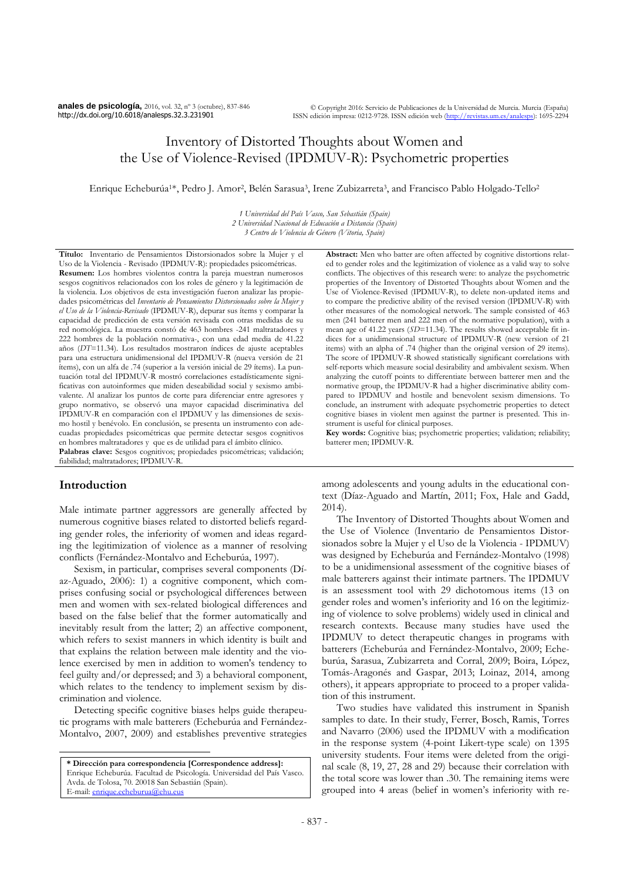# Inventory of Distorted Thoughts about Women and the Use of Violence-Revised (IPDMUV-R): Psychometric properties

Enrique Echeburúa[1]*, Pedro J. Amor[2], Belén Sarasua[3], Irene Zubizarreta[3], and Francisco Pablo Holgado-Tello[2]

*1 Universidad del País Vasco, San Sebastián (Spain)*
*2 Universidad Nacional de Educación a Distancia (Spain)*
*3 Centro de Violencia de Género (Vitoria, Spain)*

**Título:** Inventario de Pensamientos Distorsionados sobre la Mujer y el Uso de la Violencia - Revisado (IPDMUV-R): propiedades psicométricas.
**Resumen:** Los hombres violentos contra la pareja muestran numerosos sesgos cognitivos relacionados con los roles de género y la legitimación de la violencia. Los objetivos de esta investigación fueron analizar las propiedades psicométricas del *Inventario de Pensamientos Distorsionados sobre la Mujer y el Uso de la Violencia-Revisado* (IPDMUV-R), depurar sus ítems y comparar la capacidad de predicción de esta versión revisada con otras medidas de su red nomológica. La muestra constó de 463 hombres -241 maltratadores y 222 hombres de la población normativa-, con una edad media de 41.22 años (*DT*=11.34). Los resultados mostraron índices de ajuste aceptables para una estructura unidimensional del IPDMUV-R (nueva versión de 21 ítems), con un alfa de .74 (superior a la versión inicial de 29 ítems). La puntuación total del IPDMUV-R mostró correlaciones estadísticamente significativas con autoinformes que miden deseabilidad social y sexismo ambivalente. Al analizar los puntos de corte para diferenciar entre agresores y grupo normativo, se observó una mayor capacidad discriminativa del IPDMUV-R en comparación con el IPDMUV y las dimensiones de sexismo hostil y benévolo. En conclusión, se presenta un instrumento con adecuadas propiedades psicométricas que permite detectar sesgos cognitivos en hombres maltratadores y que es de utilidad para el ámbito clínico.
**Palabras clave:** Sesgos cognitivos; propiedades psicométricas; validación; fiabilidad; maltratadores; IPDMUV-R.

**Abstract:** Men who batter are often affected by cognitive distortions related to gender roles and the legitimization of violence as a valid way to solve conflicts. The objectives of this research were: to analyze the psychometric properties of the Inventory of Distorted Thoughts about Women and the Use of Violence-Revised (IPDMUV-R), to delete non-updated items and to compare the predictive ability of the revised version (IPDMUV-R) with other measures of the nomological network. The sample consisted of 463 men (241 batterer men and 222 men of the normative population), with a mean age of 41.22 years (*SD*=11.34). The results showed acceptable fit indices for a unidimensional structure of IPDMUV-R (new version of 21 items) with an alpha of .74 (higher than the original version of 29 items). The score of IPDMUV-R showed statistically significant correlations with self-reports which measure social desirability and ambivalent sexism. When analyzing the cutoff points to differentiate between batterer men and the normative group, the IPDMUV-R had a higher discriminative ability compared to IPDMUV and hostile and benevolent sexism dimensions. To conclude, an instrument with adequate psychometric properties to detect cognitive biases in violent men against the partner is presented. This instrument is useful for clinical purposes.
**Key words:** Cognitive bias; psychometric properties; validation; reliability; batterer men; IPDMUV-R.

## Introduction

Male intimate partner aggressors are generally affected by numerous cognitive biases related to distorted beliefs regarding gender roles, the inferiority of women and ideas regarding the legitimization of violence as a manner of resolving conflicts (Fernández-Montalvo and Echeburúa, 1997).

Sexism, in particular, comprises several components (Díaz-Aguado, 2006): 1) a cognitive component, which comprises confusing social or psychological differences between men and women with sex-related biological differences and based on the false belief that the former automatically and inevitably result from the latter; 2) an affective component, which refers to sexist manners in which identity is built and that explains the relation between male identity and the violence exercised by men in addition to women's tendency to feel guilty and/or depressed; and 3) a behavioral component, which relates to the tendency to implement sexism by discrimination and violence.

Detecting specific cognitive biases helps guide therapeutic programs with male batterers (Echeburúa and Fernández-Montalvo, 2007, 2009) and establishes preventive strategies among adolescents and young adults in the educational context (Díaz-Aguado and Martín, 2011; Fox, Hale and Gadd, 2014).

The Inventory of Distorted Thoughts about Women and the Use of Violence (Inventario de Pensamientos Distorsionados sobre la Mujer y el Uso de la Violencia - IPDMUV) was designed by Echeburúa and Fernández-Montalvo (1998) to be a unidimensional assessment of the cognitive biases of male batterers against their intimate partners. The IPDMUV is an assessment tool with 29 dichotomous items (13 on gender roles and women's inferiority and 16 on the legitimizing of violence to solve problems) widely used in clinical and research contexts. Because many studies have used the IPDMUV to detect therapeutic changes in programs with batterers (Echeburúa and Fernández-Montalvo, 2009; Echeburúa, Sarasua, Zubizarreta and Corral, 2009; Boira, López, Tomás-Aragonés and Gaspar, 2013; Loinaz, 2014, among others), it appears appropriate to proceed to a proper validation of this instrument.

Two studies have validated this instrument in Spanish samples to date. In their study, Ferrer, Bosch, Ramis, Torres and Navarro (2006) used the IPDMUV with a modification in the response system (4-point Likert-type scale) on 1395 university students. Four items were deleted from the original scale (8, 19, 27, 28 and 29) because their correlation with the total score was lower than .30. The remaining items were grouped into 4 areas (belief in women's inferiority with re-

**\* Dirección para correspondencia [Correspondence address]:**
Enrique Echeburúa. Facultad de Psicología. Universidad del País Vasco. Avda. de Tolosa, 70. 20018 San Sebastián (Spain).
E-mail: enrique.echeburua@ehu.eus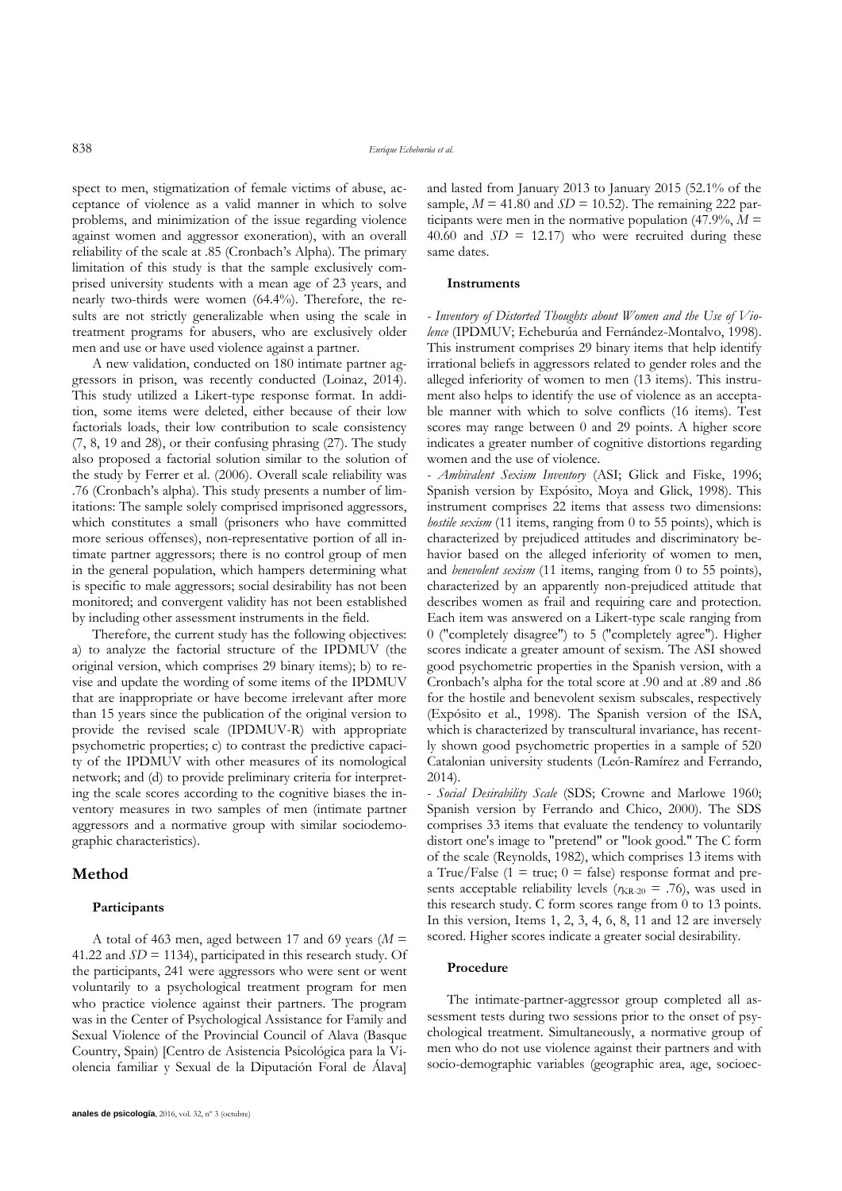spect to men, stigmatization of female victims of abuse, acceptance of violence as a valid manner in which to solve problems, and minimization of the issue regarding violence against women and aggressor exoneration), with an overall reliability of the scale at .85 (Cronbach's Alpha). The primary limitation of this study is that the sample exclusively comprised university students with a mean age of 23 years, and nearly two-thirds were women (64.4%). Therefore, the results are not strictly generalizable when using the scale in treatment programs for abusers, who are exclusively older men and use or have used violence against a partner.

A new validation, conducted on 180 intimate partner aggressors in prison, was recently conducted (Loinaz, 2014). This study utilized a Likert-type response format. In addition, some items were deleted, either because of their low factorials loads, their low contribution to scale consistency (7, 8, 19 and 28), or their confusing phrasing (27). The study also proposed a factorial solution similar to the solution of the study by Ferrer et al. (2006). Overall scale reliability was .76 (Cronbach's alpha). This study presents a number of limitations: The sample solely comprised imprisoned aggressors, which constitutes a small (prisoners who have committed more serious offenses), non-representative portion of all intimate partner aggressors; there is no control group of men in the general population, which hampers determining what is specific to male aggressors; social desirability has not been monitored; and convergent validity has not been established by including other assessment instruments in the field.

Therefore, the current study has the following objectives: a) to analyze the factorial structure of the IPDMUV (the original version, which comprises 29 binary items); b) to revise and update the wording of some items of the IPDMUV that are inappropriate or have become irrelevant after more than 15 years since the publication of the original version to provide the revised scale (IPDMUV-R) with appropriate psychometric properties; c) to contrast the predictive capacity of the IPDMUV with other measures of its nomological network; and (d) to provide preliminary criteria for interpreting the scale scores according to the cognitive biases the inventory measures in two samples of men (intimate partner aggressors and a normative group with similar sociodemographic characteristics).

## Method

### Participants

A total of 463 men, aged between 17 and 69 years ($M$ = 41.22 and $SD$ = 1134), participated in this research study. Of the participants, 241 were aggressors who were sent or went voluntarily to a psychological treatment program for men who practice violence against their partners. The program was in the Center of Psychological Assistance for Family and Sexual Violence of the Provincial Council of Alava (Basque Country, Spain) [Centro de Asistencia Psicológica para la Violencia familiar y Sexual de la Diputación Foral de Álava] and lasted from January 2013 to January 2015 (52.1% of the sample, $M$ = 41.80 and $SD$ = 10.52). The remaining 222 participants were men in the normative population (47.9%, $M$ = 40.60 and $SD$ = 12.17) who were recruited during these same dates.

### Instruments

- *Inventory of Distorted Thoughts about Women and the Use of Violence* (IPDMUV; Echeburúa and Fernández-Montalvo, 1998). This instrument comprises 29 binary items that help identify irrational beliefs in aggressors related to gender roles and the alleged inferiority of women to men (13 items). This instrument also helps to identify the use of violence as an acceptable manner with which to solve conflicts (16 items). Test scores may range between 0 and 29 points. A higher score indicates a greater number of cognitive distortions regarding women and the use of violence.

- *Ambivalent Sexism Inventory* (ASI; Glick and Fiske, 1996; Spanish version by Expósito, Moya and Glick, 1998). This instrument comprises 22 items that assess two dimensions: *hostile sexism* (11 items, ranging from 0 to 55 points), which is characterized by prejudiced attitudes and discriminatory behavior based on the alleged inferiority of women to men, and *benevolent sexism* (11 items, ranging from 0 to 55 points), characterized by an apparently non-prejudiced attitude that describes women as frail and requiring care and protection. Each item was answered on a Likert-type scale ranging from 0 ("completely disagree") to 5 ("completely agree"). Higher scores indicate a greater amount of sexism. The ASI showed good psychometric properties in the Spanish version, with a Cronbach's alpha for the total score at .90 and at .89 and .86 for the hostile and benevolent sexism subscales, respectively (Expósito et al., 1998). The Spanish version of the ISA, which is characterized by transcultural invariance, has recently shown good psychometric properties in a sample of 520 Catalonian university students (León-Ramírez and Ferrando, 2014).

- *Social Desirability Scale* (SDS; Crowne and Marlowe 1960; Spanish version by Ferrando and Chico, 2000). The SDS comprises 33 items that evaluate the tendency to voluntarily distort one's image to "pretend" or "look good." The C form of the scale (Reynolds, 1982), which comprises 13 items with a True/False (1 = true; 0 = false) response format and presents acceptable reliability levels ($r_{KR\text{-}20}$ = .76), was used in this research study. C form scores range from 0 to 13 points. In this version, Items 1, 2, 3, 4, 6, 8, 11 and 12 are inversely scored. Higher scores indicate a greater social desirability.

### Procedure

The intimate-partner-aggressor group completed all assessment tests during two sessions prior to the onset of psychological treatment. Simultaneously, a normative group of men who do not use violence against their partners and with socio-demographic variables (geographic area, age, socioec-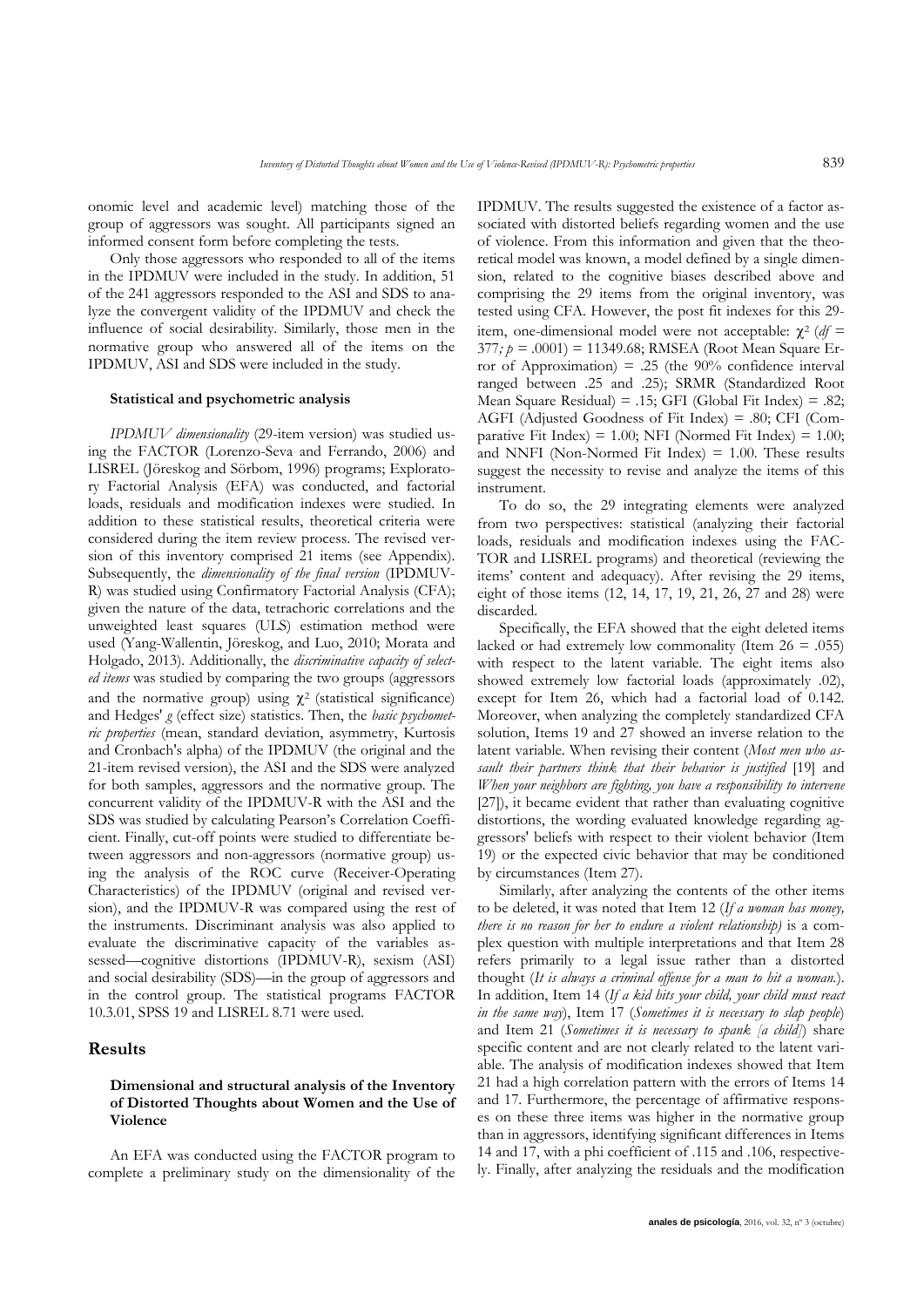onomic level and academic level) matching those of the group of aggressors was sought. All participants signed an informed consent form before completing the tests.

Only those aggressors who responded to all of the items in the IPDMUV were included in the study. In addition, 51 of the 241 aggressors responded to the ASI and SDS to analyze the convergent validity of the IPDMUV and check the influence of social desirability. Similarly, those men in the normative group who answered all of the items on the IPDMUV, ASI and SDS were included in the study.

#### Statistical and psychometric analysis

*IPDMUV dimensionality* (29-item version) was studied using the FACTOR (Lorenzo-Seva and Ferrando, 2006) and LISREL (Jöreskog and Sörbom, 1996) programs; Exploratory Factorial Analysis (EFA) was conducted, and factorial loads, residuals and modification indexes were studied. In addition to these statistical results, theoretical criteria were considered during the item review process. The revised version of this inventory comprised 21 items (see Appendix). Subsequently, the *dimensionality of the final version* (IPDMUV-R) was studied using Confirmatory Factorial Analysis (CFA); given the nature of the data, tetrachoric correlations and the unweighted least squares (ULS) estimation method were used (Yang-Wallentin, Jöreskog, and Luo, 2010; Morata and Holgado, 2013). Additionally, the *discriminative capacity of selected items* was studied by comparing the two groups (aggressors and the normative group) using $\chi^2$ (statistical significance) and Hedges' $g$ (effect size) statistics. Then, the *basic psychometric properties* (mean, standard deviation, asymmetry, Kurtosis and Cronbach's alpha) of the IPDMUV (the original and the 21-item revised version), the ASI and the SDS were analyzed for both samples, aggressors and the normative group. The concurrent validity of the IPDMUV-R with the ASI and the SDS was studied by calculating Pearson's Correlation Coefficient. Finally, cut-off points were studied to differentiate between aggressors and non-aggressors (normative group) using the analysis of the ROC curve (Receiver-Operating Characteristics) of the IPDMUV (original and revised version), and the IPDMUV-R was compared using the rest of the instruments. Discriminant analysis was also applied to evaluate the discriminative capacity of the variables assessed—cognitive distortions (IPDMUV-R), sexism (ASI) and social desirability (SDS)—in the group of aggressors and in the control group. The statistical programs FACTOR 10.3.01, SPSS 19 and LISREL 8.71 were used.

## Results

### Dimensional and structural analysis of the Inventory of Distorted Thoughts about Women and the Use of Violence

An EFA was conducted using the FACTOR program to complete a preliminary study on the dimensionality of the IPDMUV. The results suggested the existence of a factor associated with distorted beliefs regarding women and the use of violence. From this information and given that the theoretical model was known, a model defined by a single dimension, related to the cognitive biases described above and comprising the 29 items from the original inventory, was tested using CFA. However, the post fit indexes for this 29-item, one-dimensional model were not acceptable: $\chi^2$ ($df$ = 377; $p$ = .0001) = 11349.68; RMSEA (Root Mean Square Error of Approximation) = .25 (the 90% confidence interval ranged between .25 and .25); SRMR (Standardized Root Mean Square Residual) = .15; GFI (Global Fit Index) = .82; AGFI (Adjusted Goodness of Fit Index) = .80; CFI (Comparative Fit Index) = 1.00; NFI (Normed Fit Index) = 1.00; and NNFI (Non-Normed Fit Index) = 1.00. These results suggest the necessity to revise and analyze the items of this instrument.

To do so, the 29 integrating elements were analyzed from two perspectives: statistical (analyzing their factorial loads, residuals and modification indexes using the FACTOR and LISREL programs) and theoretical (reviewing the items' content and adequacy). After revising the 29 items, eight of those items (12, 14, 17, 19, 21, 26, 27 and 28) were discarded.

Specifically, the EFA showed that the eight deleted items lacked or had extremely low commonality (Item 26 = .055) with respect to the latent variable. The eight items also showed extremely low factorial loads (approximately .02), except for Item 26, which had a factorial load of 0.142. Moreover, when analyzing the completely standardized CFA solution, Items 19 and 27 showed an inverse relation to the latent variable. When revising their content (*Most men who assault their partners think that their behavior is justified* [19] and *When your neighbors are fighting, you have a responsibility to intervene* [27]), it became evident that rather than evaluating cognitive distortions, the wording evaluated knowledge regarding aggressors' beliefs with respect to their violent behavior (Item 19) or the expected civic behavior that may be conditioned by circumstances (Item 27).

Similarly, after analyzing the contents of the other items to be deleted, it was noted that Item 12 (*If a woman has money, there is no reason for her to endure a violent relationship*) is a complex question with multiple interpretations and that Item 28 refers primarily to a legal issue rather than a distorted thought (*It is always a criminal offense for a man to hit a woman.*). In addition, Item 14 (*If a kid hits your child, your child must react in the same way*), Item 17 (*Sometimes it is necessary to slap people*) and Item 21 (*Sometimes it is necessary to spank [a child]*) share specific content and are not clearly related to the latent variable. The analysis of modification indexes showed that Item 21 had a high correlation pattern with the errors of Items 14 and 17. Furthermore, the percentage of affirmative responses on these three items was higher in the normative group than in aggressors, identifying significant differences in Items 14 and 17, with a phi coefficient of .115 and .106, respectively. Finally, after analyzing the residuals and the modification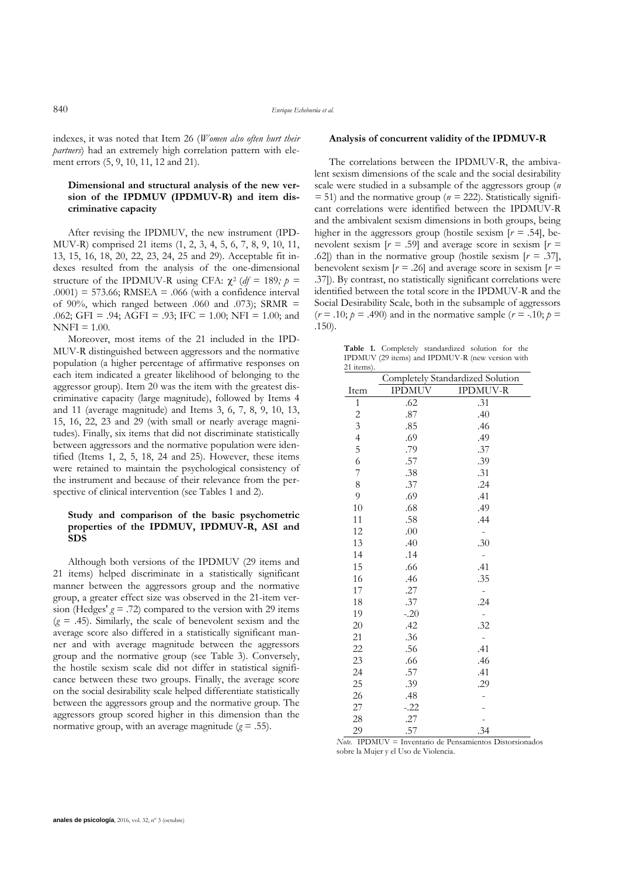indexes, it was noted that Item 26 (*Women also often hurt their partners*) had an extremely high correlation pattern with element errors (5, 9, 10, 11, 12 and 21).

### Dimensional and structural analysis of the new version of the IPDMUV (IPDMUV-R) and item discriminative capacity

After revising the IPDMUV, the new instrument (IPDMUV-R) comprised 21 items (1, 2, 3, 4, 5, 6, 7, 8, 9, 10, 11, 13, 15, 16, 18, 20, 22, 23, 24, 25 and 29). Acceptable fit indexes resulted from the analysis of the one-dimensional structure of the IPDMUV-R using CFA: $\chi^2$ ($df$ = 189; $p$ = .0001) = 573.66; RMSEA = .066 (with a confidence interval of 90%, which ranged between .060 and .073); SRMR = .062; GFI = .94; AGFI = .93; IFC = 1.00; NFI = 1.00; and NNFI = 1.00.

Moreover, most items of the 21 included in the IPDMUV-R distinguished between aggressors and the normative population (a higher percentage of affirmative responses on each item indicated a greater likelihood of belonging to the aggressor group). Item 20 was the item with the greatest discriminative capacity (large magnitude), followed by Items 4 and 11 (average magnitude) and Items 3, 6, 7, 8, 9, 10, 13, 15, 16, 22, 23 and 29 (with small or nearly average magnitudes). Finally, six items that did not discriminate statistically between aggressors and the normative population were identified (Items 1, 2, 5, 18, 24 and 25). However, these items were retained to maintain the psychological consistency of the instrument and because of their relevance from the perspective of clinical intervention (see Tables 1 and 2).

### Study and comparison of the basic psychometric properties of the IPDMUV, IPDMUV-R, ASI and SDS

Although both versions of the IPDMUV (29 items and 21 items) helped discriminate in a statistically significant manner between the aggressors group and the normative group, a greater effect size was observed in the 21-item version (Hedges' $g$ = .72) compared to the version with 29 items ($g$ = .45). Similarly, the scale of benevolent sexism and the average score also differed in a statistically significant manner and with average magnitude between the aggressors group and the normative group (see Table 3). Conversely, the hostile sexism scale did not differ in statistical significance between these two groups. Finally, the average score on the social desirability scale helped differentiate statistically between the aggressors group and the normative group. The aggressors group scored higher in this dimension than the normative group, with an average magnitude ($g$ = .55).

### Analysis of concurrent validity of the IPDMUV-R

The correlations between the IPDMUV-R, the ambivalent sexism dimensions of the scale and the social desirability scale were studied in a subsample of the aggressors group ($n$ = 51) and the normative group ($n$ = 222). Statistically significant correlations were identified between the IPDMUV-R and the ambivalent sexism dimensions in both groups, being higher in the aggressors group (hostile sexism [$r$ = .54], benevolent sexism [$r$ = .59] and average score in sexism [$r$ = .62]) than in the normative group (hostile sexism [$r$ = .37], benevolent sexism [$r$ = .26] and average score in sexism [$r$ = .37]). By contrast, no statistically significant correlations were identified between the total score in the IPDMUV-R and the Social Desirability Scale, both in the subsample of aggressors ($r$ = .10; $p$ = .490) and in the normative sample ($r$ = -.10; $p$ = .150).

**Table 1.** Completely standardized solution for the IPDMUV (29 items) and IPDMUV-R (new version with 21 items).

| | Completely Standardized Solution | |
|---|---|---|
| Item | IPDMUV | IPDMUV-R |
| 1 | .62 | .31 |
| 2 | .87 | .40 |
| 3 | .85 | .46 |
| 4 | .69 | .49 |
| 5 | .79 | .37 |
| 6 | .57 | .39 |
| 7 | .38 | .31 |
| 8 | .37 | .24 |
| 9 | .69 | .41 |
| 10 | .68 | .49 |
| 11 | .58 | .44 |
| 12 | .00 | - |
| 13 | .40 | .30 |
| 14 | .14 | - |
| 15 | .66 | .41 |
| 16 | .46 | .35 |
| 17 | .27 | - |
| 18 | .37 | .24 |
| 19 | -.20 | - |
| 20 | .42 | .32 |
| 21 | .36 | - |
| 22 | .56 | .41 |
| 23 | .66 | .46 |
| 24 | .57 | .41 |
| 25 | .39 | .29 |
| 26 | .48 | - |
| 27 | -.22 | - |
| 28 | .27 | - |
| 29 | .57 | .34 |

*Note.* IPDMUV = Inventario de Pensamientos Distorsionados sobre la Mujer y el Uso de Violencia.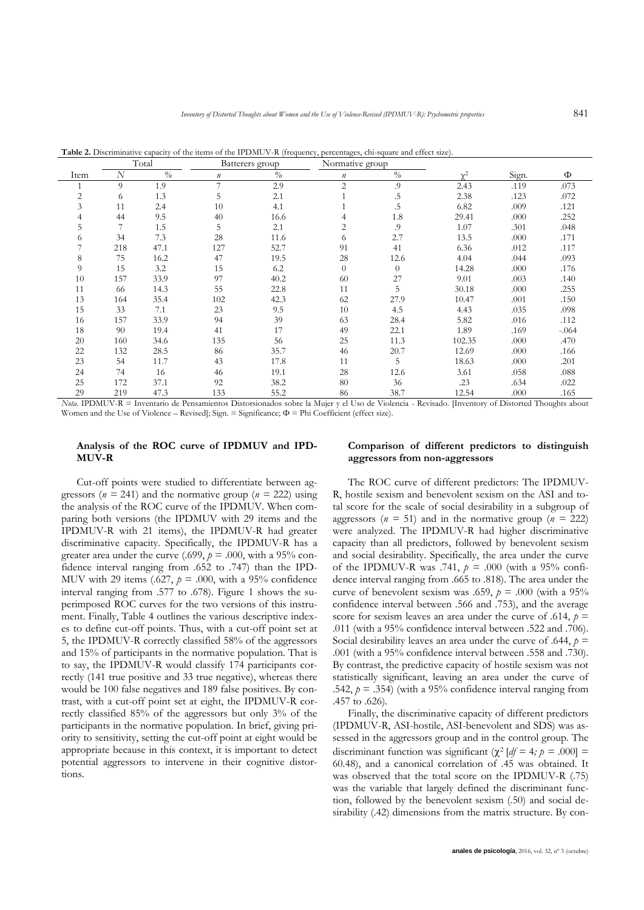**Table 2.** Discriminative capacity of the items of the IPDMUV-R (frequency, percentages, chi-square and effect size).

| | Total | | Batterers group | | Normative group | | | | |
|---|---|---|---|---|---|---|---|---|---|
| Item | $N$ | % | $n$ | % | $n$ | % | $\chi^2$ | Sign. | Φ |
| 1 | 9 | 1.9 | 7 | 2.9 | 2 | .9 | 2.43 | .119 | .073 |
| 2 | 6 | 1.3 | 5 | 2.1 | 1 | .5 | 2.38 | .123 | .072 |
| 3 | 11 | 2.4 | 10 | 4.1 | 1 | .5 | 6.82 | .009 | .121 |
| 4 | 44 | 9.5 | 40 | 16.6 | 4 | 1.8 | 29.41 | .000 | .252 |
| 5 | 7 | 1.5 | 5 | 2.1 | 2 | .9 | 1.07 | .301 | .048 |
| 6 | 34 | 7.3 | 28 | 11.6 | 6 | 2.7 | 13.5 | .000 | .171 |
| 7 | 218 | 47.1 | 127 | 52.7 | 91 | 41 | 6.36 | .012 | .117 |
| 8 | 75 | 16.2 | 47 | 19.5 | 28 | 12.6 | 4.04 | .044 | .093 |
| 9 | 15 | 3.2 | 15 | 6.2 | 0 | 0 | 14.28 | .000 | .176 |
| 10 | 157 | 33.9 | 97 | 40.2 | 60 | 27 | 9.01 | .003 | .140 |
| 11 | 66 | 14.3 | 55 | 22.8 | 11 | 5 | 30.18 | .000 | .255 |
| 13 | 164 | 35.4 | 102 | 42.3 | 62 | 27.9 | 10.47 | .001 | .150 |
| 15 | 33 | 7.1 | 23 | 9.5 | 10 | 4.5 | 4.43 | .035 | .098 |
| 16 | 157 | 33.9 | 94 | 39 | 63 | 28.4 | 5.82 | .016 | .112 |
| 18 | 90 | 19.4 | 41 | 17 | 49 | 22.1 | 1.89 | .169 | -.064 |
| 20 | 160 | 34.6 | 135 | 56 | 25 | 11.3 | 102.35 | .000 | .470 |
| 22 | 132 | 28.5 | 86 | 35.7 | 46 | 20.7 | 12.69 | .000 | .166 |
| 23 | 54 | 11.7 | 43 | 17.8 | 11 | 5 | 18.63 | .000 | .201 |
| 24 | 74 | 16 | 46 | 19.1 | 28 | 12.6 | 3.61 | .058 | .088 |
| 25 | 172 | 37.1 | 92 | 38.2 | 80 | 36 | .23 | .634 | .022 |
| 29 | 219 | 47.3 | 133 | 55.2 | 86 | 38.7 | 12.54 | .000 | .165 |

*Nota.* IPDMUV-R = Inventario de Pensamientos Distorsionados sobre la Mujer y el Uso de Violencia - Revisado. [Inventory of Distorted Thoughts about Women and the Use of Violence – Revised]; Sign. = Significance; Φ = Phi Coefficient (effect size).

### Analysis of the ROC curve of IPDMUV and IPDMUV-R

Cut-off points were studied to differentiate between aggressors ($n$ = 241) and the normative group ($n$ = 222) using the analysis of the ROC curve of the IPDMUV. When comparing both versions (the IPDMUV with 29 items and the IPDMUV-R with 21 items), the IPDMUV-R had greater discriminative capacity. Specifically, the IPDMUV-R has a greater area under the curve (.699, $p$ = .000, with a 95% confidence interval ranging from .652 to .747) than the IPDMUV with 29 items (.627, $p$ = .000, with a 95% confidence interval ranging from .577 to .678). Figure 1 shows the superimposed ROC curves for the two versions of this instrument. Finally, Table 4 outlines the various descriptive indexes to define cut-off points. Thus, with a cut-off point set at 5, the IPDMUV-R correctly classified 58% of the aggressors and 15% of participants in the normative population. That is to say, the IPDMUV-R would classify 174 participants correctly (141 true positive and 33 true negative), whereas there would be 100 false negatives and 189 false positives. By contrast, with a cut-off point set at eight, the IPDMUV-R correctly classified 85% of the aggressors but only 3% of the participants in the normative population. In brief, giving priority to sensitivity, setting the cut-off point at eight would be appropriate because in this context, it is important to detect potential aggressors to intervene in their cognitive distortions.

### Comparison of different predictors to distinguish aggressors from non-aggressors

The ROC curve of different predictors: The IPDMUV-R, hostile sexism and benevolent sexism on the ASI and total score for the scale of social desirability in a subgroup of aggressors ($n$ = 51) and in the normative group ($n$ = 222) were analyzed. The IPDMUV-R had higher discriminative capacity than all predictors, followed by benevolent sexism and social desirability. Specifically, the area under the curve of the IPDMUV-R was .741, $p$ = .000 (with a 95% confidence interval ranging from .665 to .818). The area under the curve of benevolent sexism was .659, $p$ = .000 (with a 95% confidence interval between .566 and .753), and the average score for sexism leaves an area under the curve of .614, $p$ = .011 (with a 95% confidence interval between .522 and .706). Social desirability leaves an area under the curve of .644, $p$ = .001 (with a 95% confidence interval between .558 and .730). By contrast, the predictive capacity of hostile sexism was not statistically significant, leaving an area under the curve of .542, $p$ = .354) (with a 95% confidence interval ranging from .457 to .626).

Finally, the discriminative capacity of different predictors (IPDMUV-R, ASI-hostile, ASI-benevolent and SDS) was assessed in the aggressors group and in the control group. The discriminant function was significant ($\chi^2$ [$df$ = 4; $p$ = .000] = 60.48), and a canonical correlation of .45 was obtained. It was observed that the total score on the IPDMUV-R (.75) was the variable that largely defined the discriminant function, followed by the benevolent sexism (.50) and social desirability (.42) dimensions from the matrix structure. By con-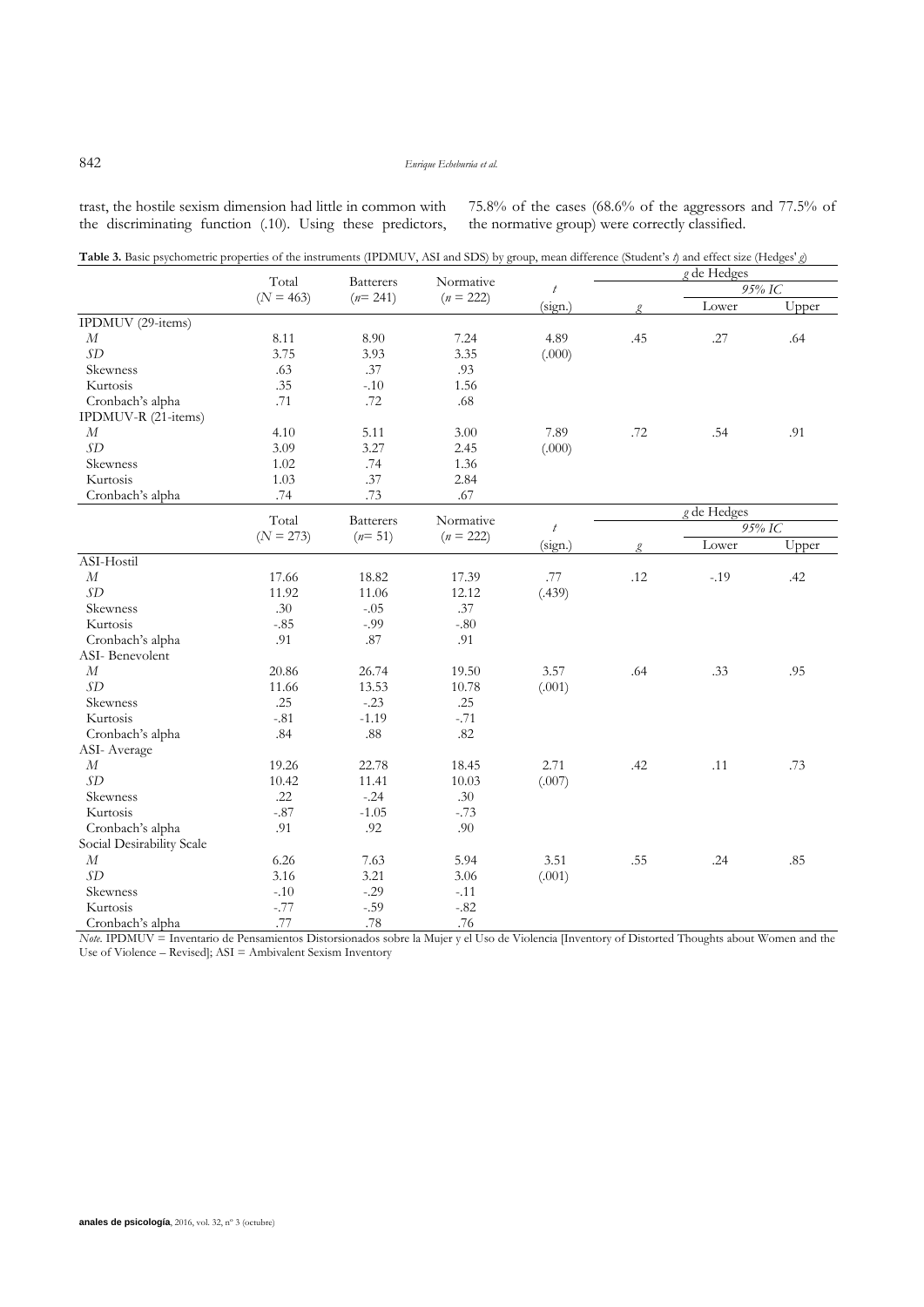trast, the hostile sexism dimension had little in common with the discriminating function (.10). Using these predictors, 75.8% of the cases (68.6% of the aggressors and 77.5% of the normative group) were correctly classified.

**Table 3.** Basic psychometric properties of the instruments (IPDMUV, ASI and SDS) by group, mean difference (Student's *t*) and effect size (Hedges' *g*)

| | Total ($N$ = 463) | Batterers ($n$= 241) | Normative ($n$ = 222) | $t$ (sign.) | *g* de Hedges | | |
|---|---|---|---|---|---|---|---|
| | | | | | $g$ | 95% IC Lower | 95% IC Upper |
| IPDMUV (29-items) | | | | | | | |
| $M$ | 8.11 | 8.90 | 7.24 | 4.89 | .45 | .27 | .64 |
| $SD$ | 3.75 | 3.93 | 3.35 | (.000) | | | |
| Skewness | .63 | .37 | .93 | | | | |
| Kurtosis | .35 | -.10 | 1.56 | | | | |
| Cronbach's alpha | .71 | .72 | .68 | | | | |
| IPDMUV-R (21-items) | | | | | | | |
| $M$ | 4.10 | 5.11 | 3.00 | 7.89 | .72 | .54 | .91 |
| $SD$ | 3.09 | 3.27 | 2.45 | (.000) | | | |
| Skewness | 1.02 | .74 | 1.36 | | | | |
| Kurtosis | 1.03 | .37 | 2.84 | | | | |
| Cronbach's alpha | .74 | .73 | .67 | | | | |
| | **Total ($N$ = 273)** | **Batterers ($n$= 51)** | **Normative ($n$ = 222)** | **$t$ (sign.)** | **$g$** | **95% IC Lower** | **95% IC Upper** |
| ASI-Hostil | | | | | | | |
| $M$ | 17.66 | 18.82 | 17.39 | .77 | .12 | -.19 | .42 |
| $SD$ | 11.92 | 11.06 | 12.12 | (.439) | | | |
| Skewness | .30 | -.05 | .37 | | | | |
| Kurtosis | -.85 | -.99 | -.80 | | | | |
| Cronbach's alpha | .91 | .87 | .91 | | | | |
| ASI- Benevolent | | | | | | | |
| $M$ | 20.86 | 26.74 | 19.50 | 3.57 | .64 | .33 | .95 |
| $SD$ | 11.66 | 13.53 | 10.78 | (.001) | | | |
| Skewness | .25 | -.23 | .25 | | | | |
| Kurtosis | -.81 | -1.19 | -.71 | | | | |
| Cronbach's alpha | .84 | .88 | .82 | | | | |
| ASI- Average | | | | | | | |
| $M$ | 19.26 | 22.78 | 18.45 | 2.71 | .42 | .11 | .73 |
| $SD$ | 10.42 | 11.41 | 10.03 | (.007) | | | |
| Skewness | .22 | -.24 | .30 | | | | |
| Kurtosis | -.87 | -1.05 | -.73 | | | | |
| Cronbach's alpha | .91 | .92 | .90 | | | | |
| Social Desirability Scale | | | | | | | |
| $M$ | 6.26 | 7.63 | 5.94 | 3.51 | .55 | .24 | .85 |
| $SD$ | 3.16 | 3.21 | 3.06 | (.001) | | | |
| Skewness | -.10 | -.29 | -.11 | | | | |
| Kurtosis | -.77 | -.59 | -.82 | | | | |
| Cronbach's alpha | .77 | .78 | .76 | | | | |

*Note.* IPDMUV = Inventario de Pensamientos Distorsionados sobre la Mujer y el Uso de Violencia [Inventory of Distorted Thoughts about Women and the Use of Violence – Revised]; ASI = Ambivalent Sexism Inventory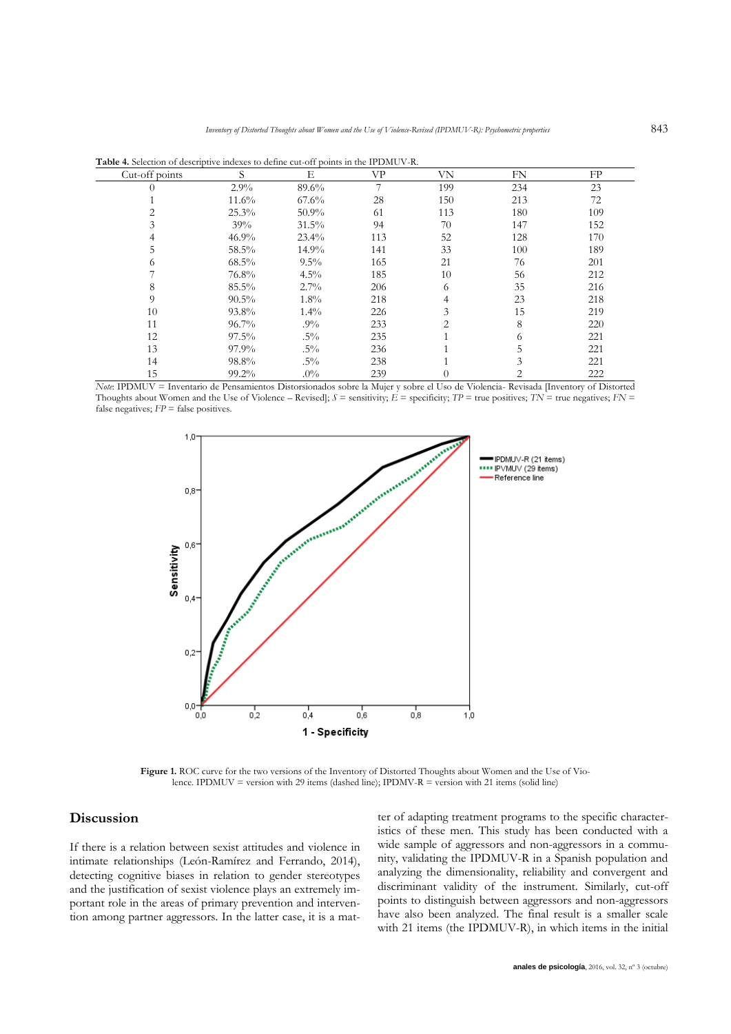**Table 4.** Selection of descriptive indexes to define cut-off points in the IPDMUV-R.

| Cut-off points | S | E | VP | VN | FN | FP |
|---|---|---|---|---|---|---|
| 0 | 2.9% | 89.6% | 7 | 199 | 234 | 23 |
| 1 | 11.6% | 67.6% | 28 | 150 | 213 | 72 |
| 2 | 25.3% | 50.9% | 61 | 113 | 180 | 109 |
| 3 | 39% | 31.5% | 94 | 70 | 147 | 152 |
| 4 | 46.9% | 23.4% | 113 | 52 | 128 | 170 |
| 5 | 58.5% | 14.9% | 141 | 33 | 100 | 189 |
| 6 | 68.5% | 9.5% | 165 | 21 | 76 | 201 |
| 7 | 76.8% | 4.5% | 185 | 10 | 56 | 212 |
| 8 | 85.5% | 2.7% | 206 | 6 | 35 | 216 |
| 9 | 90.5% | 1.8% | 218 | 4 | 23 | 218 |
| 10 | 93.8% | 1.4% | 226 | 3 | 15 | 219 |
| 11 | 96.7% | .9% | 233 | 2 | 8 | 220 |
| 12 | 97.5% | .5% | 235 | 1 | 6 | 221 |
| 13 | 97.9% | .5% | 236 | 1 | 5 | 221 |
| 14 | 98.8% | .5% | 238 | 1 | 3 | 221 |
| 15 | 99.2% | .0% | 239 | 0 | 2 | 222 |

*Note*: IPDMUV = Inventario de Pensamientos Distorsionados sobre la Mujer y sobre el Uso de Violencia- Revisada [Inventory of Distorted Thoughts about Women and the Use of Violence – Revised]; *S* = sensitivity; *E* = specificity; *TP* = true positives; *TN* = true negatives; *FN* = false negatives; *FP* = false positives.

**Figure 1.** ROC curve for the two versions of the Inventory of Distorted Thoughts about Women and the Use of Violence. IPDMUV = version with 29 items (dashed line); IPDMV-R = version with 21 items (solid line)

## Discussion

If there is a relation between sexist attitudes and violence in intimate relationships (León-Ramírez and Ferrando, 2014), detecting cognitive biases in relation to gender stereotypes and the justification of sexist violence plays an extremely important role in the areas of primary prevention and intervention among partner aggressors. In the latter case, it is a matter of adapting treatment programs to the specific characteristics of these men. This study has been conducted with a wide sample of aggressors and non-aggressors in a community, validating the IPDMUV-R in a Spanish population and analyzing the dimensionality, reliability and convergent and discriminant validity of the instrument. Similarly, cut-off points to distinguish between aggressors and non-aggressors have also been analyzed. The final result is a smaller scale with 21 items (the IPDMUV-R), in which items in the initial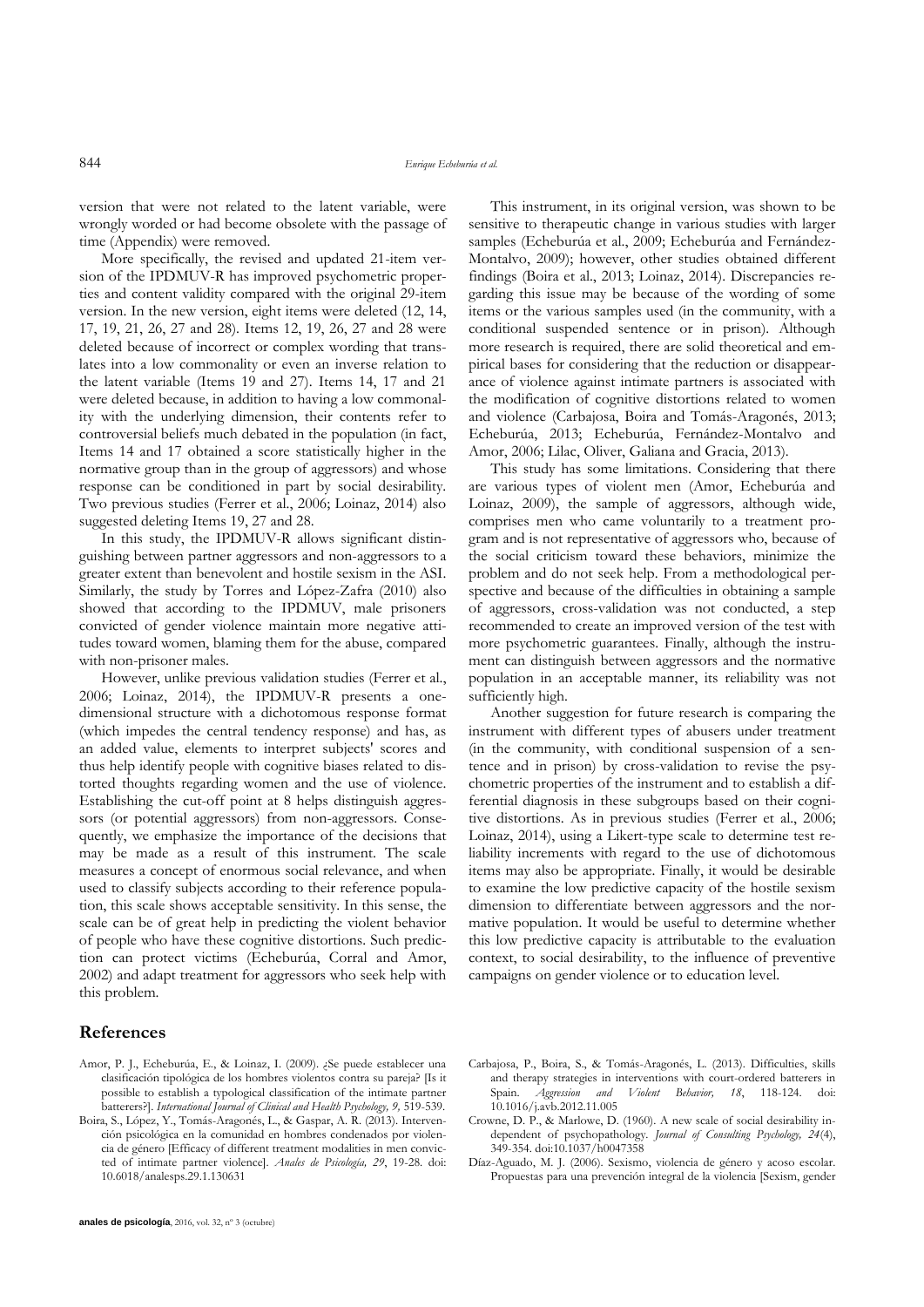version that were not related to the latent variable, were wrongly worded or had become obsolete with the passage of time (Appendix) were removed.

More specifically, the revised and updated 21-item version of the IPDMUV-R has improved psychometric properties and content validity compared with the original 29-item version. In the new version, eight items were deleted (12, 14, 17, 19, 21, 26, 27 and 28). Items 12, 19, 26, 27 and 28 were deleted because of incorrect or complex wording that translates into a low commonality or even an inverse relation to the latent variable (Items 19 and 27). Items 14, 17 and 21 were deleted because, in addition to having a low commonality with the underlying dimension, their contents refer to controversial beliefs much debated in the population (in fact, Items 14 and 17 obtained a score statistically higher in the normative group than in the group of aggressors) and whose response can be conditioned in part by social desirability. Two previous studies (Ferrer et al., 2006; Loinaz, 2014) also suggested deleting Items 19, 27 and 28.

In this study, the IPDMUV-R allows significant distinguishing between partner aggressors and non-aggressors to a greater extent than benevolent and hostile sexism in the ASI. Similarly, the study by Torres and López-Zafra (2010) also showed that according to the IPDMUV, male prisoners convicted of gender violence maintain more negative attitudes toward women, blaming them for the abuse, compared with non-prisoner males.

However, unlike previous validation studies (Ferrer et al., 2006; Loinaz, 2014), the IPDMUV-R presents a one-dimensional structure with a dichotomous response format (which impedes the central tendency response) and has, as an added value, elements to interpret subjects' scores and thus help identify people with cognitive biases related to distorted thoughts regarding women and the use of violence. Establishing the cut-off point at 8 helps distinguish aggressors (or potential aggressors) from non-aggressors. Consequently, we emphasize the importance of the decisions that may be made as a result of this instrument. The scale measures a concept of enormous social relevance, and when used to classify subjects according to their reference population, this scale shows acceptable sensitivity. In this sense, the scale can be of great help in predicting the violent behavior of people who have these cognitive distortions. Such prediction can protect victims (Echeburúa, Corral and Amor, 2002) and adapt treatment for aggressors who seek help with this problem.

This instrument, in its original version, was shown to be sensitive to therapeutic change in various studies with larger samples (Echeburúa et al., 2009; Echeburúa and Fernández-Montalvo, 2009); however, other studies obtained different findings (Boira et al., 2013; Loinaz, 2014). Discrepancies regarding this issue may be because of the wording of some items or the various samples used (in the community, with a conditional suspended sentence or in prison). Although more research is required, there are solid theoretical and empirical bases for considering that the reduction or disappearance of violence against intimate partners is associated with the modification of cognitive distortions related to women and violence (Carbajosa, Boira and Tomás-Aragonés, 2013; Echeburúa, 2013; Echeburúa, Fernández-Montalvo and Amor, 2006; Lilac, Oliver, Galiana and Gracia, 2013).

This study has some limitations. Considering that there are various types of violent men (Amor, Echeburúa and Loinaz, 2009), the sample of aggressors, although wide, comprises men who came voluntarily to a treatment program and is not representative of aggressors who, because of the social criticism toward these behaviors, minimize the problem and do not seek help. From a methodological perspective and because of the difficulties in obtaining a sample of aggressors, cross-validation was not conducted, a step recommended to create an improved version of the test with more psychometric guarantees. Finally, although the instrument can distinguish between aggressors and the normative population in an acceptable manner, its reliability was not sufficiently high.

Another suggestion for future research is comparing the instrument with different types of abusers under treatment (in the community, with conditional suspension of a sentence and in prison) by cross-validation to revise the psychometric properties of the instrument and to establish a differential diagnosis in these subgroups based on their cognitive distortions. As in previous studies (Ferrer et al., 2006; Loinaz, 2014), using a Likert-type scale to determine test reliability increments with regard to the use of dichotomous items may also be appropriate. Finally, it would be desirable to examine the low predictive capacity of the hostile sexism dimension to differentiate between aggressors and the normative population. It would be useful to determine whether this low predictive capacity is attributable to the evaluation context, to social desirability, to the influence of preventive campaigns on gender violence or to education level.

## References

Amor, P. J., Echeburúa, E., & Loinaz, I. (2009). ¿Se puede establecer una clasificación tipológica de los hombres violentos contra su pareja? [Is it possible to establish a typological classification of the intimate partner batterers?]. *International Journal of Clinical and Health Psychology, 9,* 519-539.

Boira, S., López, Y., Tomás-Aragonés, L., & Gaspar, A. R. (2013). Intervención psicológica en la comunidad en hombres condenados por violencia de género [Efficacy of different treatment modalities in men convicted of intimate partner violence]. *Anales de Psicología, 29*, 19-28. doi: 10.6018/analesps.29.1.130631

Carbajosa, P., Boira, S., & Tomás-Aragonés, L. (2013). Difficulties, skills and therapy strategies in interventions with court-ordered batterers in Spain. *Aggression and Violent Behavior, 18*, 118-124. doi: 10.1016/j.avb.2012.11.005

Crowne, D. P., & Marlowe, D. (1960). A new scale of social desirability independent of psychopathology. *Journal of Consulting Psychology, 24*(4), 349-354. doi:10.1037/h0047358

Díaz-Aguado, M. J. (2006). Sexismo, violencia de género y acoso escolar. Propuestas para una prevención integral de la violencia [Sexism, gender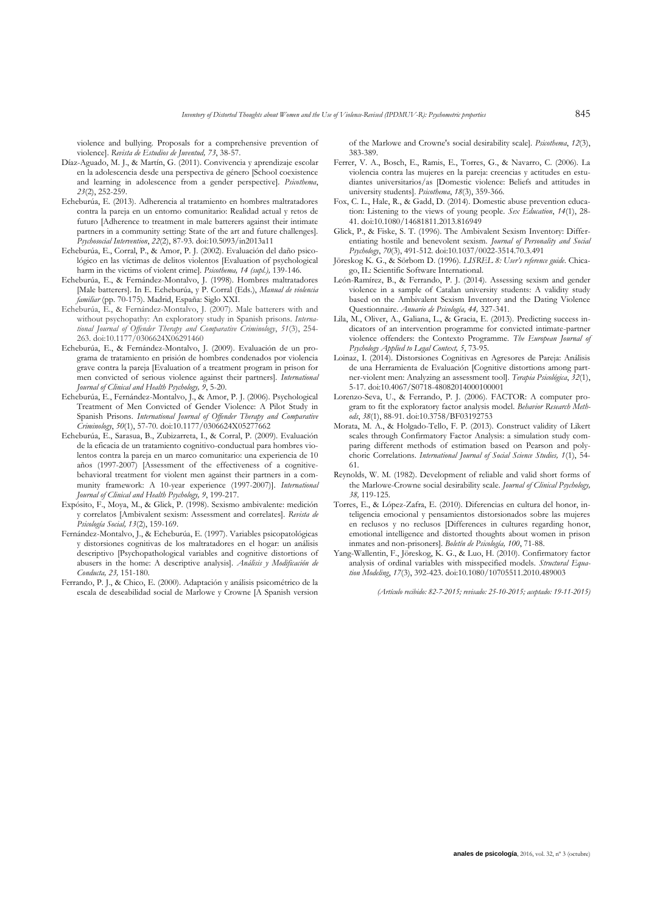violence and bullying. Proposals for a comprehensive prevention of violence]. *Revista de Estudios de Juventud, 73*, 38-57.

Díaz-Aguado, M. J., & Martín, G. (2011). Convivencia y aprendizaje escolar en la adolescencia desde una perspectiva de género [School coexistence and learning in adolescence from a gender perspective]. *Psicothema*, *23*(2), 252-259.

Echeburúa, E. (2013). Adherencia al tratamiento en hombres maltratadores contra la pareja en un entorno comunitario: Realidad actual y retos de futuro [Adherence to treatment in male batterers against their intimate partners in a community setting: State of the art and future challenges]. *Psychosocial Intervention*, *22*(2), 87-93. doi:10.5093/in2013a11

Echeburúa, E., Corral, P., & Amor, P. J. (2002). Evaluación del daño psicológico en las víctimas de delitos violentos [Evaluation of psychological harm in the victims of violent crime]. *Psicothema, 14 (supl.),* 139-146.

Echeburúa, E., & Fernández-Montalvo, J. (1998). Hombres maltratadores [Male batterers]. In E. Echeburúa, y P. Corral (Eds.), *Manual de violencia familiar* (pp. 70-175). Madrid, España: Siglo XXI.

Echeburúa, E., & Fernández-Montalvo, J. (2007). Male batterers with and without psychopathy: An exploratory study in Spanish prisons. *International Journal of Offender Therapy and Comparative Criminology*, *51*(3), 254-263. doi:10.1177/0306624X06291460

Echeburúa, E., & Fernández-Montalvo, J. (2009). Evaluación de un programa de tratamiento en prisión de hombres condenados por violencia grave contra la pareja [Evaluation of a treatment program in prison for men convicted of serious violence against their partners]. *International Journal of Clinical and Health Psychology, 9*, 5-20.

Echeburúa, E., Fernández-Montalvo, J., & Amor, P. J. (2006). Psychological Treatment of Men Convicted of Gender Violence: A Pilot Study in Spanish Prisons. *International Journal of Offender Therapy and Comparative Criminology*, *50*(1), 57-70. doi:10.1177/0306624X05277662

Echeburúa, E., Sarasua, B., Zubizarreta, I., & Corral, P. (2009). Evaluación de la eficacia de un tratamiento cognitivo-conductual para hombres violentos contra la pareja en un marco comunitario: una experiencia de 10 años (1997-2007) [Assessment of the effectiveness of a cognitive-behavioral treatment for violent men against their partners in a community framework: A 10-year experience (1997-2007)]. *International Journal of Clinical and Health Psychology, 9*, 199-217.

Expósito, F., Moya, M., & Glick, P. (1998). Sexismo ambivalente: medición y correlatos [Ambivalent sexism: Assessment and correlates]. *Revista de Psicología Social, 13*(2), 159-169.

Fernández-Montalvo, J., & Echeburúa, E. (1997). Variables psicopatológicas y distorsiones cognitivas de los maltratadores en el hogar: un análisis descriptivo [Psychopathological variables and cognitive distortions of abusers in the home: A descriptive analysis]. *Análisis y Modificación de Conducta, 23,* 151-180.

Ferrando, P. J., & Chico, E. (2000). Adaptación y análisis psicométrico de la escala de deseabilidad social de Marlowe y Crowne [A Spanish version of the Marlowe and Crowne's social desirability scale]. *Psicothema*, *12*(3), 383-389.

Ferrer, V. A., Bosch, E., Ramis, E., Torres, G., & Navarro, C. (2006). La violencia contra las mujeres en la pareja: creencias y actitudes en estudiantes universitarios/as [Domestic violence: Beliefs and attitudes in university students]. *Psicothema*, *18*(3), 359-366.

Fox, C. L., Hale, R., & Gadd, D. (2014). Domestic abuse prevention education: Listening to the views of young people. *Sex Education*, *14*(1), 28-41. doi:10.1080/14681811.2013.816949

Glick, P., & Fiske, S. T. (1996). The Ambivalent Sexism Inventory: Differentiating hostile and benevolent sexism. *Journal of Personality and Social Psychology*, *70*(3), 491-512. doi:10.1037/0022-3514.70.3.491

Jöreskog K. G., & Sörbom D. (1996). *LISREL 8: User's reference guide*. Chicago, IL: Scientific Software International.

León-Ramírez, B., & Ferrando, P. J. (2014). Assessing sexism and gender violence in a sample of Catalan university students: A validity study based on the Ambivalent Sexism Inventory and the Dating Violence Questionnaire. *Anuario de Psicología, 44,* 327-341.

Lila, M., Oliver, A., Galiana, L., & Gracia, E. (2013). Predicting success indicators of an intervention programme for convicted intimate-partner violence offenders: the Contexto Programme. *The European Journal of Psychology Applied to Legal Context, 5*, 73-95.

Loinaz, I. (2014). Distorsiones Cognitivas en Agresores de Pareja: Análisis de una Herramienta de Evaluación [Cognitive distortions among partner-violent men: Analyzing an assessment tool]. *Terapia Psicológica*, *32*(1), 5-17. doi:10.4067/S0718-48082014000100001

Lorenzo-Seva, U., & Ferrando, P. J. (2006). FACTOR: A computer program to fit the exploratory factor analysis model. *Behavior Research Methods*, *38*(1), 88-91. doi:10.3758/BF03192753

Morata, M. A., & Holgado-Tello, F. P. (2013). Construct validity of Likert scales through Confirmatory Factor Analysis: a simulation study comparing different methods of estimation based on Pearson and polychoric Correlations. *International Journal of Social Science Studies, 1*(1), 54-61.

Reynolds, W. M. (1982). Development of reliable and valid short forms of the Marlowe-Crowne social desirability scale. *Journal of Clinical Psychology, 38,* 119-125.

Torres, E., & López-Zafra, E. (2010). Diferencias en cultura del honor, inteligencia emocional y pensamientos distorsionados sobre las mujeres en reclusos y no reclusos [Differences in cultures regarding honor, emotional intelligence and distorted thoughts about women in prison inmates and non-prisoners]. *Boletín de Psicología, 100*, 71-88.

Yang-Wallentin, F., Jöreskog, K. G., & Luo, H. (2010). Confirmatory factor analysis of ordinal variables with misspecified models. *Structural Equation Modeling*, *17*(3), 392-423. doi:10.1080/10705511.2010.489003

*(Artículo recibido: 82-7-2015; revisado: 25-10-2015; aceptado: 19-11-2015)*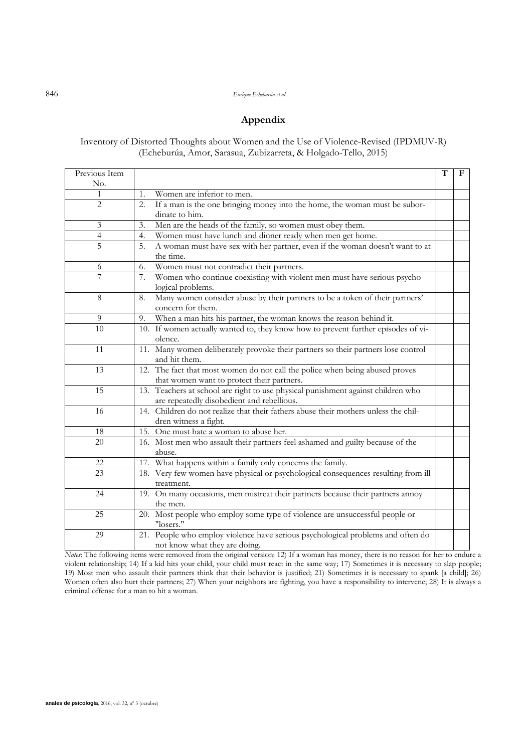## Appendix

Inventory of Distorted Thoughts about Women and the Use of Violence-Revised (IPDMUV-R) (Echeburúa, Amor, Sarasua, Zubizarreta, & Holgado-Tello, 2015)

| Previous Item No. | | T | F |
|---|---|---|---|
| 1 | 1. Women are inferior to men. | | |
| 2 | 2. If a man is the one bringing money into the home, the woman must be subordinate to him. | | |
| 3 | 3. Men are the heads of the family, so women must obey them. | | |
| 4 | 4. Women must have lunch and dinner ready when men get home. | | |
| 5 | 5. A woman must have sex with her partner, even if the woman doesn't want to at the time. | | |
| 6 | 6. Women must not contradict their partners. | | |
| 7 | 7. Women who continue coexisting with violent men must have serious psychological problems. | | |
| 8 | 8. Many women consider abuse by their partners to be a token of their partners' concern for them. | | |
| 9 | 9. When a man hits his partner, the woman knows the reason behind it. | | |
| 10 | 10. If women actually wanted to, they know how to prevent further episodes of violence. | | |
| 11 | 11. Many women deliberately provoke their partners so their partners lose control and hit them. | | |
| 13 | 12. The fact that most women do not call the police when being abused proves that women want to protect their partners. | | |
| 15 | 13. Teachers at school are right to use physical punishment against children who are repeatedly disobedient and rebellious. | | |
| 16 | 14. Children do not realize that their fathers abuse their mothers unless the children witness a fight. | | |
| 18 | 15. One must hate a woman to abuse her. | | |
| 20 | 16. Most men who assault their partners feel ashamed and guilty because of the abuse. | | |
| 22 | 17. What happens within a family only concerns the family. | | |
| 23 | 18. Very few women have physical or psychological consequences resulting from ill treatment. | | |
| 24 | 19. On many occasions, men mistreat their partners because their partners annoy the men. | | |
| 25 | 20. Most people who employ some type of violence are unsuccessful people or "losers." | | |
| 29 | 21. People who employ violence have serious psychological problems and often do not know what they are doing. | | |

*Notes*: The following items were removed from the original version: 12) If a woman has money, there is no reason for her to endure a violent relationship; 14) If a kid hits your child, your child must react in the same way; 17) Sometimes it is necessary to slap people; 19) Most men who assault their partners think that their behavior is justified; 21) Sometimes it is necessary to spank [a child]; 26) Women often also hurt their partners; 27) When your neighbors are fighting, you have a responsibility to intervene; 28) It is always a criminal offense for a man to hit a woman.